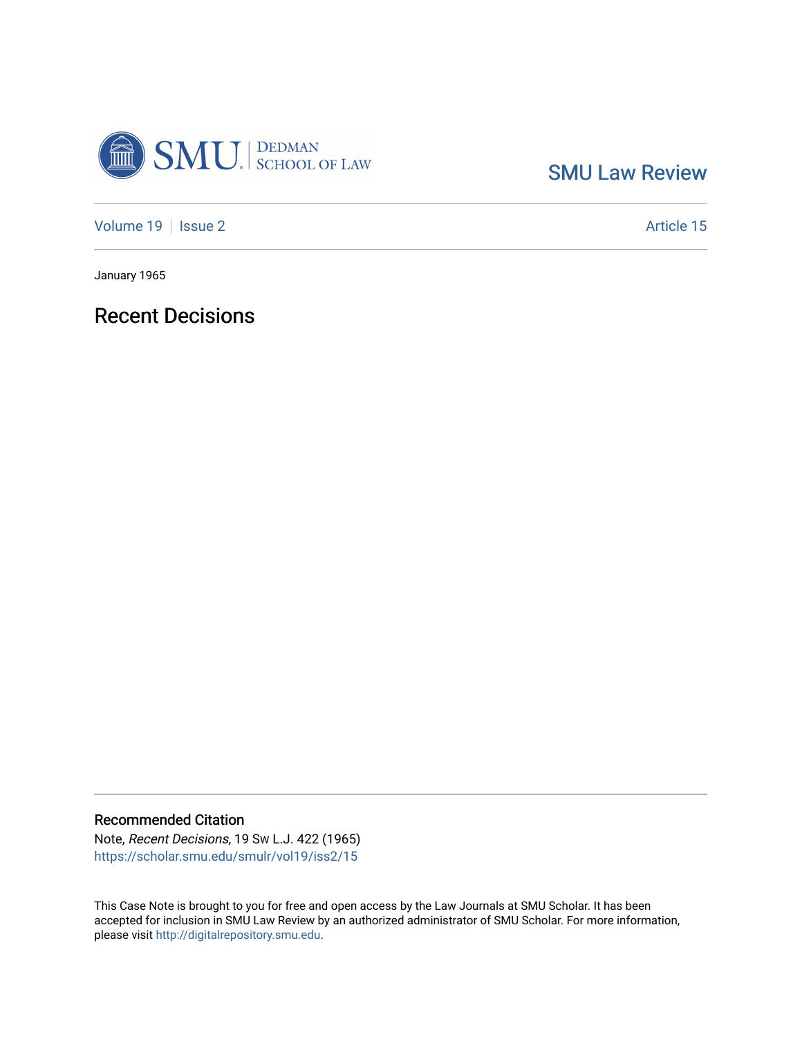SMU Law Review

Volume 19 | Issue 2 | Article 15

January 1965

# Recent Decisions

## Recommended Citation

Note, *Recent Decisions*, 19 Sw L.J. 422 (1965)
https://scholar.smu.edu/smulr/vol19/iss2/15

This Case Note is brought to you for free and open access by the Law Journals at SMU Scholar. It has been accepted for inclusion in SMU Law Review by an authorized administrator of SMU Scholar. For more information, please visit http://digitalrepository.smu.edu.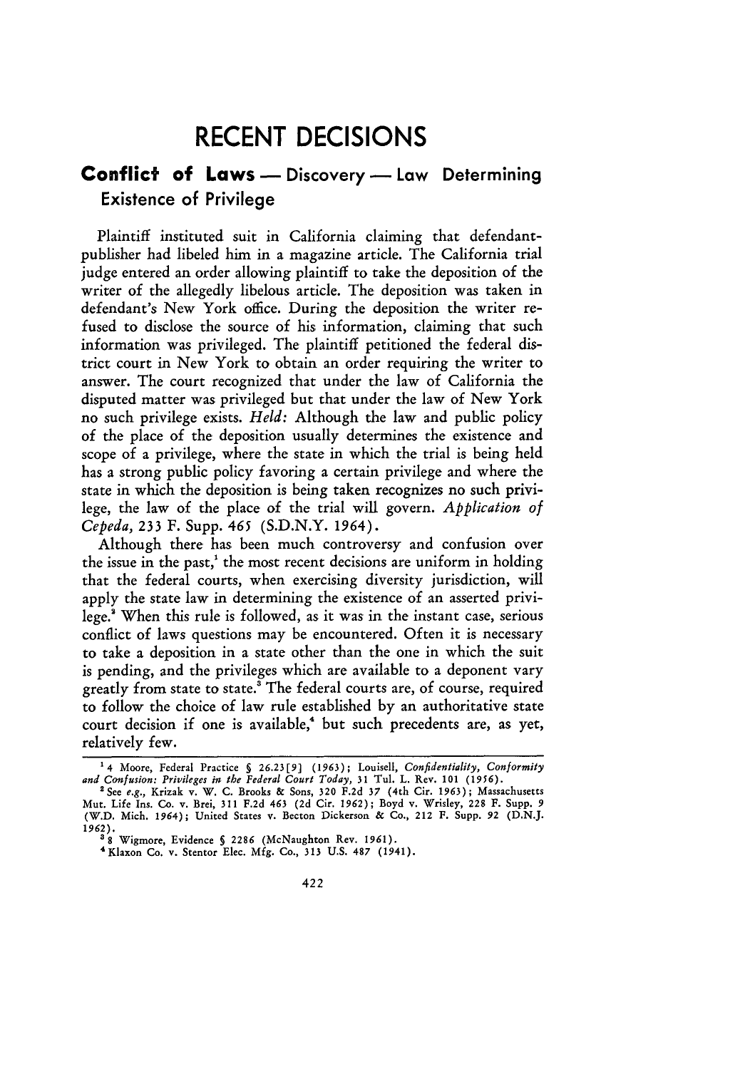# RECENT DECISIONS

## Conflict of Laws — Discovery — Law Determining Existence of Privilege

Plaintiff instituted suit in California claiming that defendant-publisher had libeled him in a magazine article. The California trial judge entered an order allowing plaintiff to take the deposition of the writer of the allegedly libelous article. The deposition was taken in defendant's New York office. During the deposition the writer refused to disclose the source of his information, claiming that such information was privileged. The plaintiff petitioned the federal district court in New York to obtain an order requiring the writer to answer. The court recognized that under the law of California the disputed matter was privileged but that under the law of New York no such privilege exists. *Held:* Although the law and public policy of the place of the deposition usually determines the existence and scope of a privilege, where the state in which the trial is being held has a strong public policy favoring a certain privilege and where the state in which the deposition is being taken recognizes no such privilege, the law of the place of the trial will govern. *Application of Cepeda,* 233 F. Supp. 465 (S.D.N.Y. 1964).

Although there has been much controversy and confusion over the issue in the past,[1] the most recent decisions are uniform in holding that the federal courts, when exercising diversity jurisdiction, will apply the state law in determining the existence of an asserted privilege.[2] When this rule is followed, as it was in the instant case, serious conflict of laws questions may be encountered. Often it is necessary to take a deposition in a state other than the one in which the suit is pending, and the privileges which are available to a deponent vary greatly from state to state.[3] The federal courts are, of course, required to follow the choice of law rule established by an authoritative state court decision if one is available,[4] but such precedents are, as yet, relatively few.

---

[1] 4 Moore, Federal Practice § 26.23[9] (1963); Louisell, *Confidentiality, Conformity and Confusion: Privileges in the Federal Court Today,* 31 Tul. L. Rev. 101 (1956).

[2] See *e.g.,* Krizak v. W. C. Brooks & Sons, 320 F.2d 37 (4th Cir. 1963); Massachusetts Mut. Life Ins. Co. v. Brei, 311 F.2d 463 (2d Cir. 1962); Boyd v. Wrisley, 228 F. Supp. 9 (W.D. Mich. 1964); United States v. Becton Dickerson & Co., 212 F. Supp. 92 (D.N.J. 1962).

[3] 8 Wigmore, Evidence § 2286 (McNaughton Rev. 1961).

[4] Klaxon Co. v. Stentor Elec. Mfg. Co., 313 U.S. 487 (1941).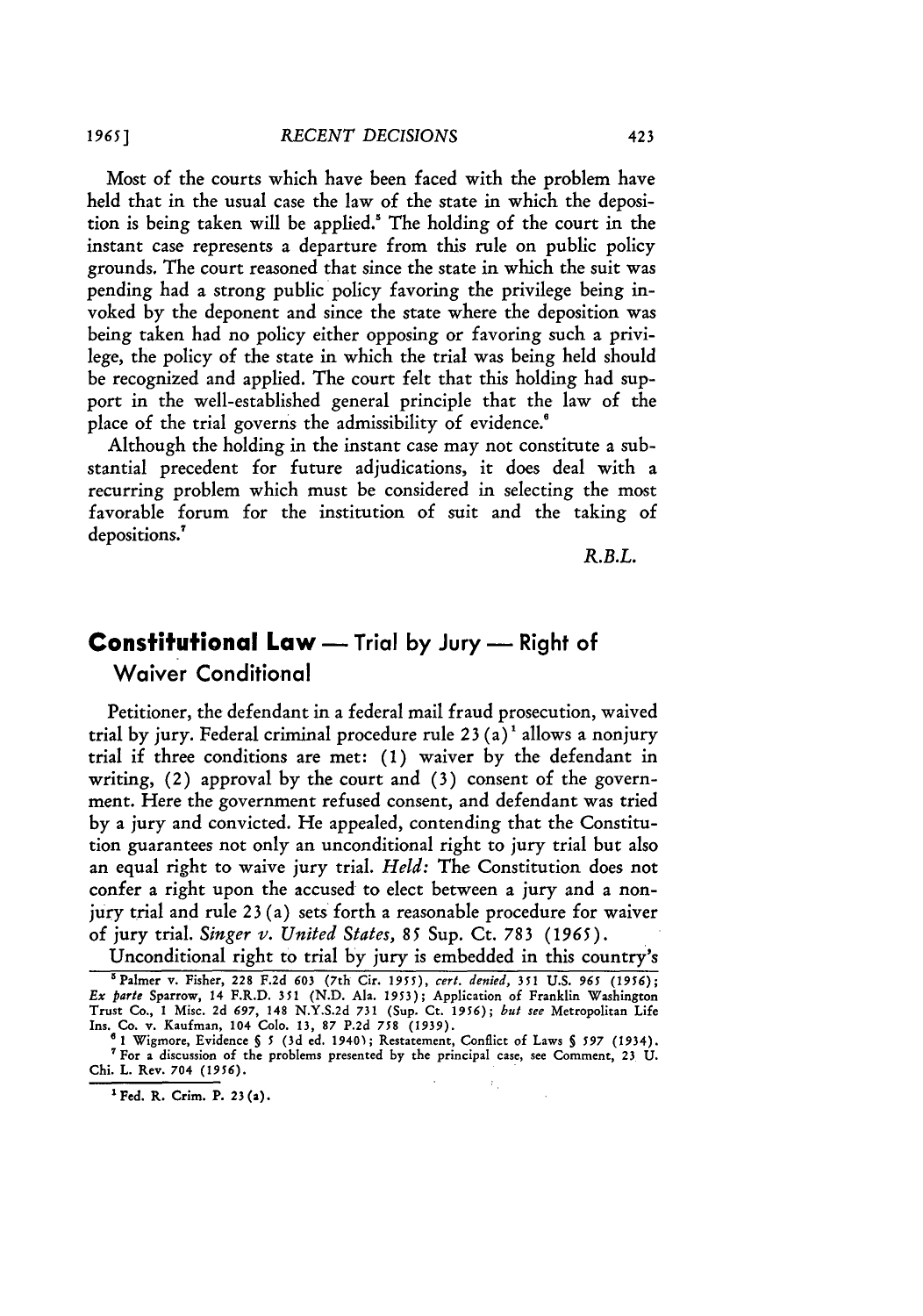Most of the courts which have been faced with the problem have held that in the usual case the law of the state in which the deposition is being taken will be applied.[5] The holding of the court in the instant case represents a departure from this rule on public policy grounds. The court reasoned that since the state in which the suit was pending had a strong public policy favoring the privilege being invoked by the deponent and since the state where the deposition was being taken had no policy either opposing or favoring such a privilege, the policy of the state in which the trial was being held should be recognized and applied. The court felt that this holding had support in the well-established general principle that the law of the place of the trial governs the admissibility of evidence.[6]

Although the holding in the instant case may not constitute a substantial precedent for future adjudications, it does deal with a recurring problem which must be considered in selecting the most favorable forum for the institution of suit and the taking of depositions.[7]

*R.B.L.*

## Constitutional Law — Trial by Jury — Right of Waiver Conditional

Petitioner, the defendant in a federal mail fraud prosecution, waived trial by jury. Federal criminal procedure rule 23 (a)[1] allows a nonjury trial if three conditions are met: (1) waiver by the defendant in writing, (2) approval by the court and (3) consent of the government. Here the government refused consent, and defendant was tried by a jury and convicted. He appealed, contending that the Constitution guarantees not only an unconditional right to jury trial but also an equal right to waive jury trial. *Held:* The Constitution does not confer a right upon the accused to elect between a jury and a nonjury trial and rule 23 (a) sets forth a reasonable procedure for waiver of jury trial. *Singer v. United States*, 85 Sup. Ct. 783 (1965).

Unconditional right to trial by jury is embedded in this country's

---

[5] Palmer v. Fisher, 228 F.2d 603 (7th Cir. 1955), *cert. denied*, 351 U.S. 965 (1956); *Ex parte* Sparrow, 14 F.R.D. 351 (N.D. Ala. 1953); Application of Franklin Washington Trust Co., 1 Misc. 2d 697, 148 N.Y.S.2d 731 (Sup. Ct. 1956); *but see* Metropolitan Life Ins. Co. v. Kaufman, 104 Colo. 13, 87 P.2d 758 (1939).

[6] 1 Wigmore, Evidence § 5 (3d ed. 1940); Restatement, Conflict of Laws § 597 (1934).

[7] For a discussion of the problems presented by the principal case, see Comment, 23 U. Chi. L. Rev. 704 (1956).

---

[1] Fed. R. Crim. P. 23(a).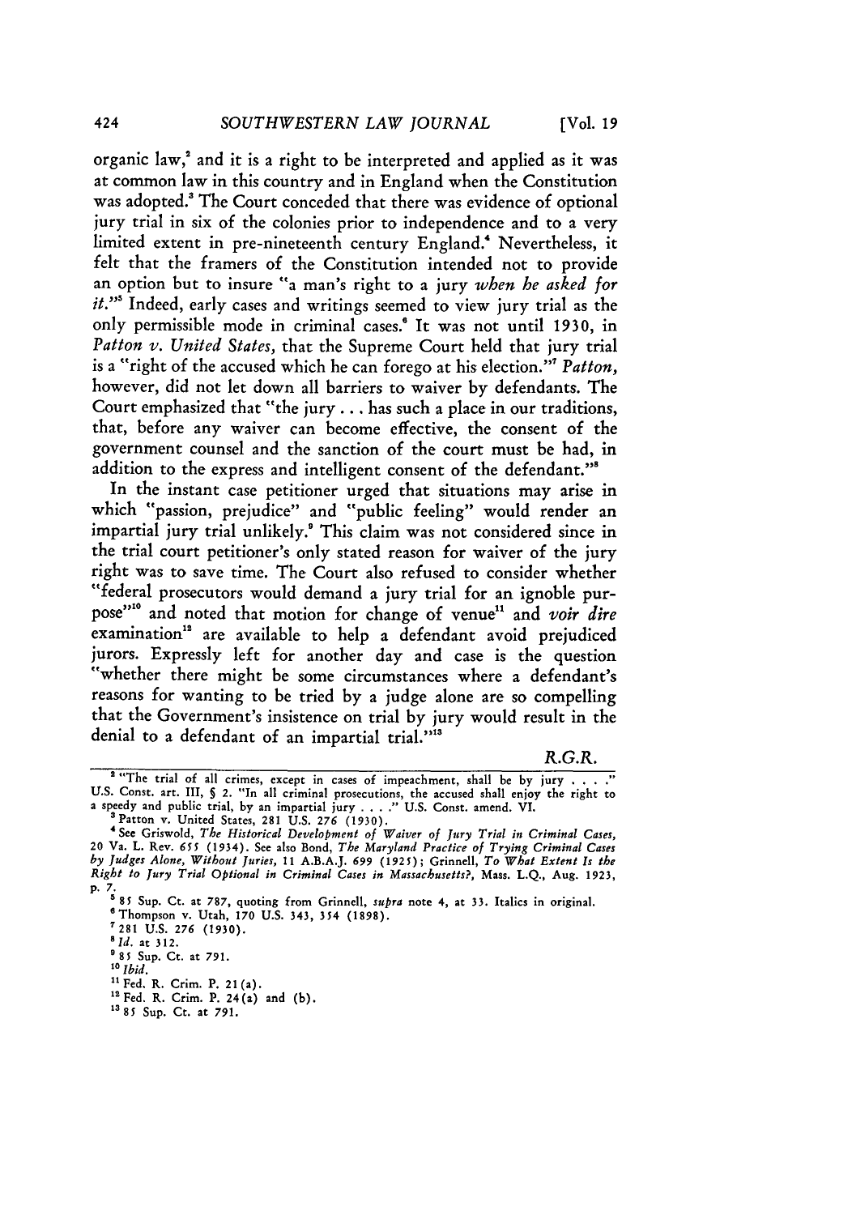organic law,[2] and it is a right to be interpreted and applied as it was at common law in this country and in England when the Constitution was adopted.[3] The Court conceded that there was evidence of optional jury trial in six of the colonies prior to independence and to a very limited extent in pre-nineteenth century England.[4] Nevertheless, it felt that the framers of the Constitution intended not to provide an option but to insure "a man's right to a jury *when he asked for it*."[5] Indeed, early cases and writings seemed to view jury trial as the only permissible mode in criminal cases.[6] It was not until 1930, in *Patton v. United States*, that the Supreme Court held that jury trial is a "right of the accused which he can forego at his election."[7] *Patton*, however, did not let down all barriers to waiver by defendants. The Court emphasized that "the jury . . . has such a place in our traditions, that, before any waiver can become effective, the consent of the government counsel and the sanction of the court must be had, in addition to the express and intelligent consent of the defendant."[8]

In the instant case petitioner urged that situations may arise in which "passion, prejudice" and "public feeling" would render an impartial jury trial unlikely.[9] This claim was not considered since in the trial court petitioner's only stated reason for waiver of the jury right was to save time. The Court also refused to consider whether "federal prosecutors would demand a jury trial for an ignoble purpose"[10] and noted that motion for change of venue[11] and *voir dire* examination[12] are available to help a defendant avoid prejudiced jurors. Expressly left for another day and case is the question "whether there might be some circumstances where a defendant's reasons for wanting to be tried by a judge alone are so compelling that the Government's insistence on trial by jury would result in the denial to a defendant of an impartial trial."[13]

*R.G.R.*

---

[2] "The trial of all crimes, except in cases of impeachment, shall be by jury . . . ." U.S. Const. art. III, § 2. "In all criminal prosecutions, the accused shall enjoy the right to a speedy and public trial, by an impartial jury . . . ." U.S. Const. amend. VI.

[3] Patton v. United States, 281 U.S. 276 (1930).

[4] See Griswold, *The Historical Development of Waiver of Jury Trial in Criminal Cases*, 20 Va. L. Rev. 655 (1934). See also Bond, *The Maryland Practice of Trying Criminal Cases by Judges Alone, Without Juries*, 11 A.B.A.J. 699 (1925); Grinnell, *To What Extent Is the Right to Jury Trial Optional in Criminal Cases in Massachusetts?*, Mass. L.Q., Aug. 1923, p. 7.

[5] 85 Sup. Ct. at 787, quoting from Grinnell, *supra* note 4, at 33. Italics in original.

[6] Thompson v. Utah, 170 U.S. 343, 354 (1898).

[7] 281 U.S. 276 (1930).

[8] *Id.* at 312.

[9] 85 Sup. Ct. at 791.

[10] *Ibid.*

[11] Fed. R. Crim. P. 21(a).

[12] Fed. R. Crim. P. 24(a) and (b).

[13] 85 Sup. Ct. at 791.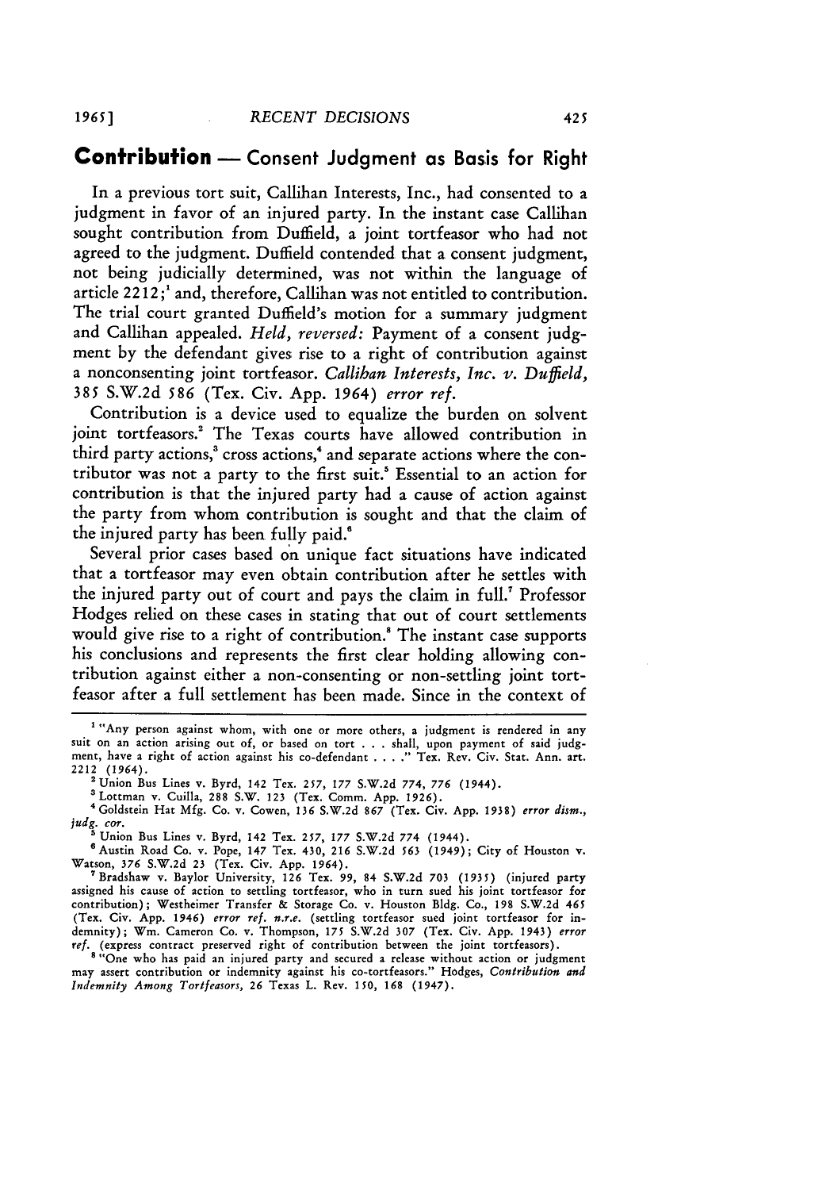## Contribution — Consent Judgment as Basis for Right

In a previous tort suit, Callihan Interests, Inc., had consented to a judgment in favor of an injured party. In the instant case Callihan sought contribution from Duffield, a joint tortfeasor who had not agreed to the judgment. Duffield contended that a consent judgment, not being judicially determined, was not within the language of article 2212;[1] and, therefore, Callihan was not entitled to contribution. The trial court granted Duffield's motion for a summary judgment and Callihan appealed. *Held, reversed:* Payment of a consent judgment by the defendant gives rise to a right of contribution against a nonconsenting joint tortfeasor. *Callihan Interests, Inc. v. Duffield,* 385 S.W.2d 586 (Tex. Civ. App. 1964) *error ref.*

Contribution is a device used to equalize the burden on solvent joint tortfeasors.[2] The Texas courts have allowed contribution in third party actions,[3] cross actions,[4] and separate actions where the contributor was not a party to the first suit.[5] Essential to an action for contribution is that the injured party had a cause of action against the party from whom contribution is sought and that the claim of the injured party has been fully paid.[6]

Several prior cases based on unique fact situations have indicated that a tortfeasor may even obtain contribution after he settles with the injured party out of court and pays the claim in full.[7] Professor Hodges relied on these cases in stating that out of court settlements would give rise to a right of contribution.[8] The instant case supports his conclusions and represents the first clear holding allowing contribution against either a non-consenting or non-settling joint tortfeasor after a full settlement has been made. Since in the context of

---

[1] "Any person against whom, with one or more others, a judgment is rendered in any suit on an action arising out of, or based on tort . . . shall, upon payment of said judgment, have a right of action against his co-defendant . . . ." Tex. Rev. Civ. Stat. Ann. art. 2212 (1964).

[2] Union Bus Lines v. Byrd, 142 Tex. 257, 177 S.W.2d 774, 776 (1944).

[3] Lottman v. Cuilla, 288 S.W. 123 (Tex. Comm. App. 1926).

[4] Goldstein Hat Mfg. Co. v. Cowen, 136 S.W.2d 867 (Tex. Civ. App. 1938) *error dism., judg. cor.*

[5] Union Bus Lines v. Byrd, 142 Tex. 257, 177 S.W.2d 774 (1944).

[6] Austin Road Co. v. Pope, 147 Tex. 430, 216 S.W.2d 563 (1949); City of Houston v. Watson, 376 S.W.2d 23 (Tex. Civ. App. 1964).

[7] Bradshaw v. Baylor University, 126 Tex. 99, 84 S.W.2d 703 (1935) (injured party assigned his cause of action to settling tortfeasor, who in turn sued his joint tortfeasor for contribution); Westheimer Transfer & Storage Co. v. Houston Bldg. Co., 198 S.W.2d 465 (Tex. Civ. App. 1946) *error ref. n.r.e.* (settling tortfeasor sued joint tortfeasor for indemnity); Wm. Cameron Co. v. Thompson, 175 S.W.2d 307 (Tex. Civ. App. 1943) *error ref.* (express contract preserved right of contribution between the joint tortfeasors).

[8] "One who has paid an injured party and secured a release without action or judgment may assert contribution or indemnity against his co-tortfeasors." Hodges, *Contribution and Indemnity Among Tortfeasors,* 26 Texas L. Rev. 150, 168 (1947).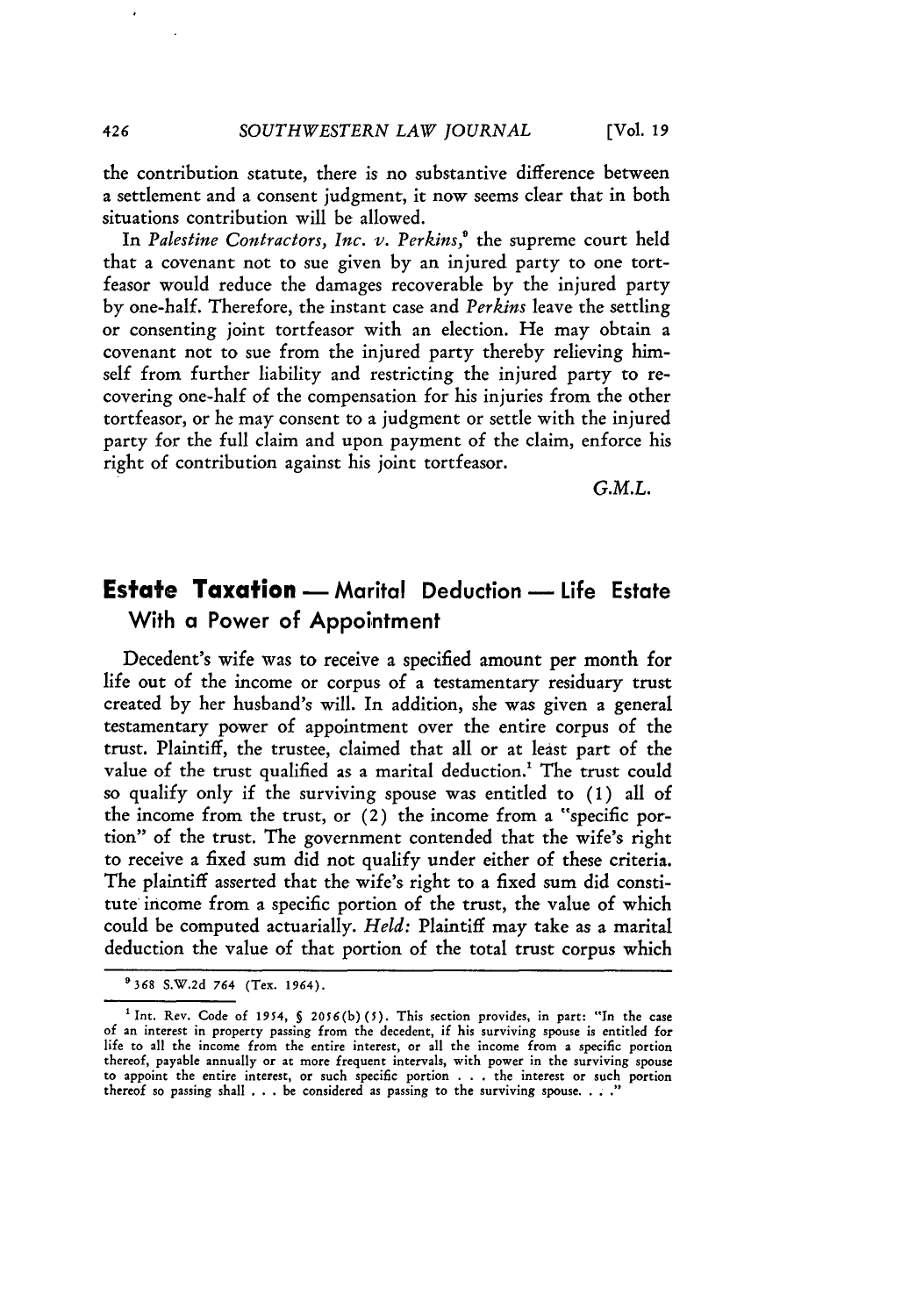the contribution statute, there is no substantive difference between a settlement and a consent judgment, it now seems clear that in both situations contribution will be allowed.

In *Palestine Contractors, Inc. v. Perkins*,[9] the supreme court held that a covenant not to sue given by an injured party to one tortfeasor would reduce the damages recoverable by the injured party by one-half. Therefore, the instant case and *Perkins* leave the settling or consenting joint tortfeasor with an election. He may obtain a covenant not to sue from the injured party thereby relieving himself from further liability and restricting the injured party to recovering one-half of the compensation for his injuries from the other tortfeasor, or he may consent to a judgment or settle with the injured party for the full claim and upon payment of the claim, enforce his right of contribution against his joint tortfeasor.

*G.M.L.*

## Estate Taxation — Marital Deduction — Life Estate With a Power of Appointment

Decedent's wife was to receive a specified amount per month for life out of the income or corpus of a testamentary residuary trust created by her husband's will. In addition, she was given a general testamentary power of appointment over the entire corpus of the trust. Plaintiff, the trustee, claimed that all or at least part of the value of the trust qualified as a marital deduction.[1] The trust could so qualify only if the surviving spouse was entitled to (1) all of the income from the trust, or (2) the income from a "specific portion" of the trust. The government contended that the wife's right to receive a fixed sum did not qualify under either of these criteria. The plaintiff asserted that the wife's right to a fixed sum did constitute income from a specific portion of the trust, the value of which could be computed actuarially. *Held:* Plaintiff may take as a marital deduction the value of that portion of the total trust corpus which

---

[9] 368 S.W.2d 764 (Tex. 1964).

[1] Int. Rev. Code of 1954, § 2056(b)(5). This section provides, in part: "In the case of an interest in property passing from the decedent, if his surviving spouse is entitled for life to all the income from the entire interest, or all the income from a specific portion thereof, payable annually or at more frequent intervals, with power in the surviving spouse to appoint the entire interest, or such specific portion . . . the interest or such portion thereof so passing shall . . . be considered as passing to the surviving spouse. . . ."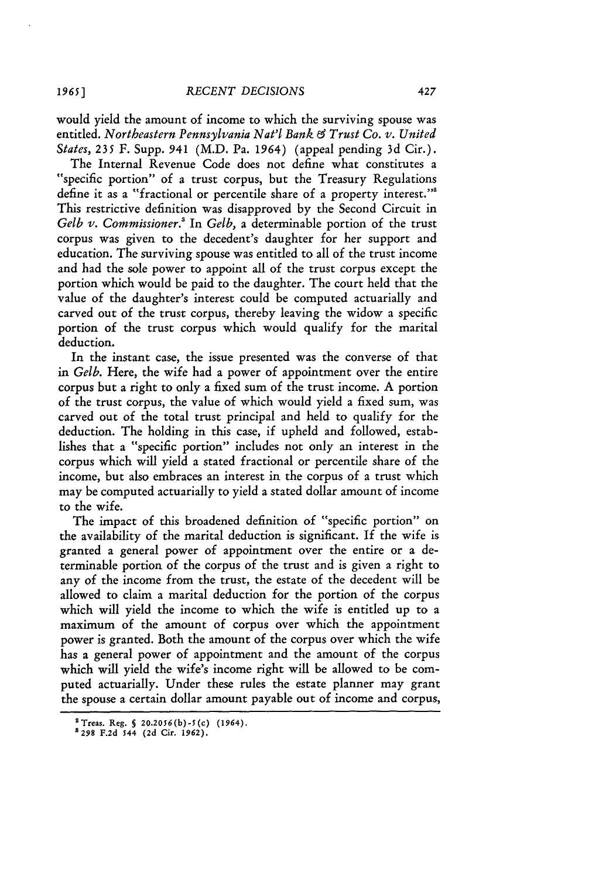would yield the amount of income to which the surviving spouse was entitled. *Northeastern Pennsylvania Nat'l Bank & Trust Co. v. United States*, 235 F. Supp. 941 (M.D. Pa. 1964) (appeal pending 3d Cir.).

The Internal Revenue Code does not define what constitutes a "specific portion" of a trust corpus, but the Treasury Regulations define it as a "fractional or percentile share of a property interest."[2] This restrictive definition was disapproved by the Second Circuit in *Gelb v. Commissioner*.[3] In *Gelb*, a determinable portion of the trust corpus was given to the decedent's daughter for her support and education. The surviving spouse was entitled to all of the trust income and had the sole power to appoint all of the trust corpus except the portion which would be paid to the daughter. The court held that the value of the daughter's interest could be computed actuarially and carved out of the trust corpus, thereby leaving the widow a specific portion of the trust corpus which would qualify for the marital deduction.

In the instant case, the issue presented was the converse of that in *Gelb*. Here, the wife had a power of appointment over the entire corpus but a right to only a fixed sum of the trust income. A portion of the trust corpus, the value of which would yield a fixed sum, was carved out of the total trust principal and held to qualify for the deduction. The holding in this case, if upheld and followed, establishes that a "specific portion" includes not only an interest in the corpus which will yield a stated fractional or percentile share of the income, but also embraces an interest in the corpus of a trust which may be computed actuarially to yield a stated dollar amount of income to the wife.

The impact of this broadened definition of "specific portion" on the availability of the marital deduction is significant. If the wife is granted a general power of appointment over the entire or a determinable portion of the corpus of the trust and is given a right to any of the income from the trust, the estate of the decedent will be allowed to claim a marital deduction for the portion of the corpus which will yield the income to which the wife is entitled up to a maximum of the amount of corpus over which the appointment power is granted. Both the amount of the corpus over which the wife has a general power of appointment and the amount of the corpus which will yield the wife's income right will be allowed to be computed actuarially. Under these rules the estate planner may grant the spouse a certain dollar amount payable out of income and corpus,

[2] Treas. Reg. § 20.2056(b)-5(c) (1964).

[3] 298 F.2d 544 (2d Cir. 1962).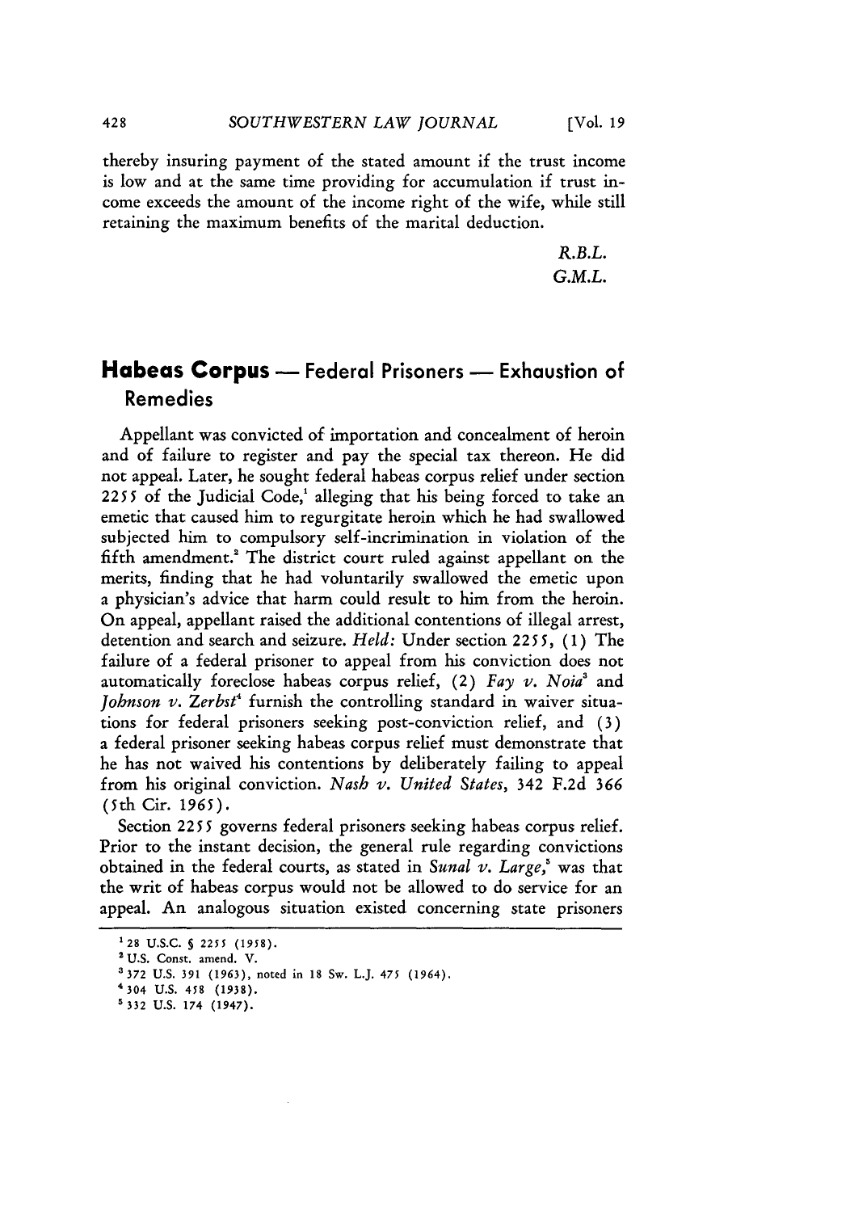thereby insuring payment of the stated amount if the trust income is low and at the same time providing for accumulation if trust income exceeds the amount of the income right of the wife, while still retaining the maximum benefits of the marital deduction.

*R.B.L.*
*G.M.L.*

## Habeas Corpus — Federal Prisoners — Exhaustion of Remedies

Appellant was convicted of importation and concealment of heroin and of failure to register and pay the special tax thereon. He did not appeal. Later, he sought federal habeas corpus relief under section 2255 of the Judicial Code,[1] alleging that his being forced to take an emetic that caused him to regurgitate heroin which he had swallowed subjected him to compulsory self-incrimination in violation of the fifth amendment.[2] The district court ruled against appellant on the merits, finding that he had voluntarily swallowed the emetic upon a physician's advice that harm could result to him from the heroin. On appeal, appellant raised the additional contentions of illegal arrest, detention and search and seizure. *Held:* Under section 2255, (1) The failure of a federal prisoner to appeal from his conviction does not automatically foreclose habeas corpus relief, (2) *Fay v. Noia*[3] and *Johnson v. Zerbst*[4] furnish the controlling standard in waiver situations for federal prisoners seeking post-conviction relief, and (3) a federal prisoner seeking habeas corpus relief must demonstrate that he has not waived his contentions by deliberately failing to appeal from his original conviction. *Nash v. United States*, 342 F.2d 366 (5th Cir. 1965).

Section 2255 governs federal prisoners seeking habeas corpus relief. Prior to the instant decision, the general rule regarding convictions obtained in the federal courts, as stated in *Sunal v. Large*,[5] was that the writ of habeas corpus would not be allowed to do service for an appeal. An analogous situation existed concerning state prisoners

---

[1] 28 U.S.C. § 2255 (1958).

[2] U.S. Const. amend. V.

[3] 372 U.S. 391 (1963), noted in 18 Sw. L.J. 475 (1964).

[4] 304 U.S. 458 (1938).

[5] 332 U.S. 174 (1947).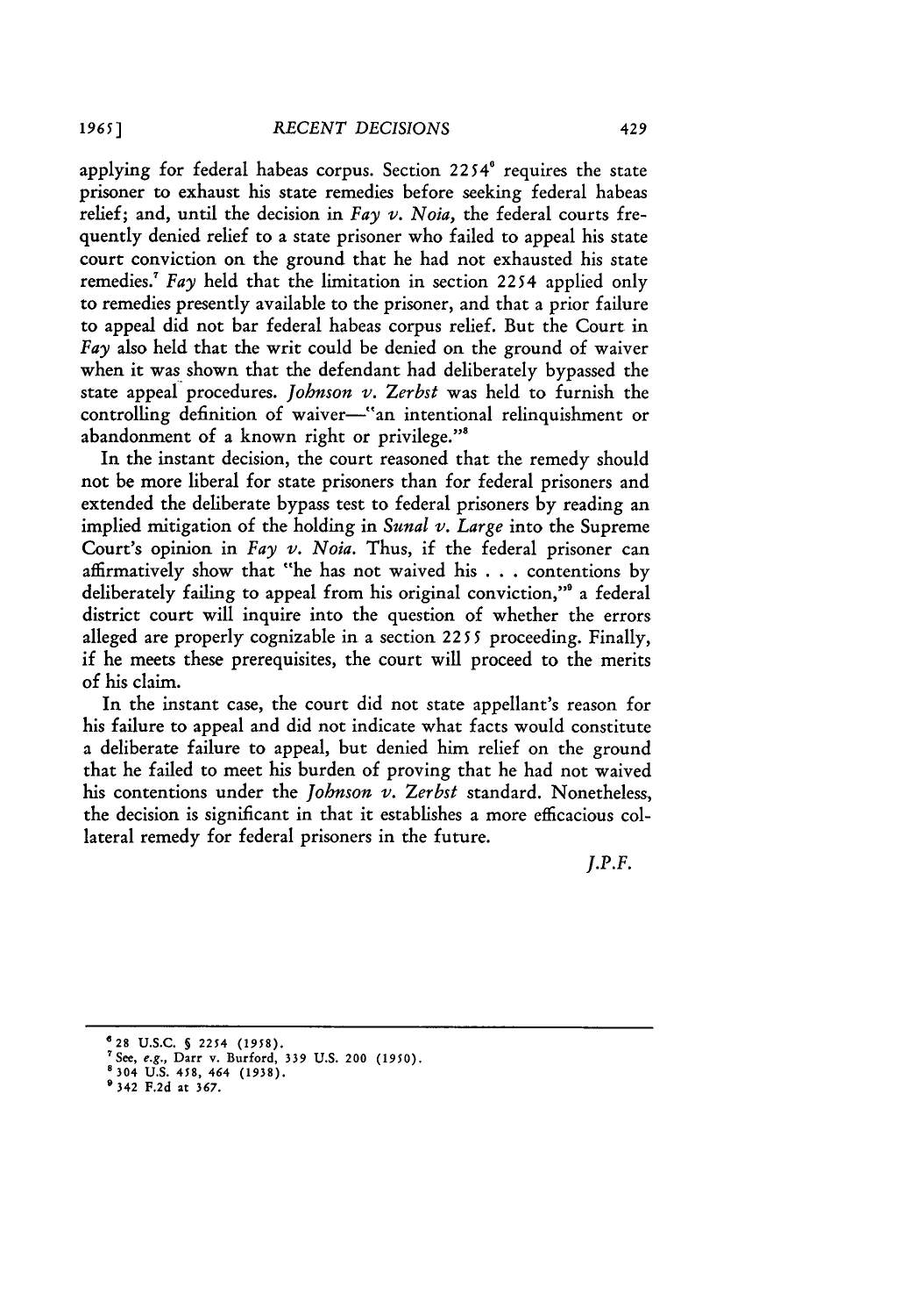applying for federal habeas corpus. Section 2254[6] requires the state prisoner to exhaust his state remedies before seeking federal habeas relief; and, until the decision in *Fay v. Noia*, the federal courts frequently denied relief to a state prisoner who failed to appeal his state court conviction on the ground that he had not exhausted his state remedies.[7] *Fay* held that the limitation in section 2254 applied only to remedies presently available to the prisoner, and that a prior failure to appeal did not bar federal habeas corpus relief. But the Court in *Fay* also held that the writ could be denied on the ground of waiver when it was shown that the defendant had deliberately bypassed the state appeal procedures. *Johnson v. Zerbst* was held to furnish the controlling definition of waiver—"an intentional relinquishment or abandonment of a known right or privilege."[8]

In the instant decision, the court reasoned that the remedy should not be more liberal for state prisoners than for federal prisoners and extended the deliberate bypass test to federal prisoners by reading an implied mitigation of the holding in *Sunal v. Large* into the Supreme Court's opinion in *Fay v. Noia*. Thus, if the federal prisoner can affirmatively show that "he has not waived his . . . contentions by deliberately failing to appeal from his original conviction,"[9] a federal district court will inquire into the question of whether the errors alleged are properly cognizable in a section 2255 proceeding. Finally, if he meets these prerequisites, the court will proceed to the merits of his claim.

In the instant case, the court did not state appellant's reason for his failure to appeal and did not indicate what facts would constitute a deliberate failure to appeal, but denied him relief on the ground that he failed to meet his burden of proving that he had not waived his contentions under the *Johnson v. Zerbst* standard. Nonetheless, the decision is significant in that it establishes a more efficacious collateral remedy for federal prisoners in the future.

*J.P.F.*

---

[6] 28 U.S.C. § 2254 (1958).

[7] See, *e.g.*, Darr v. Burford, 339 U.S. 200 (1950).

[8] 304 U.S. 458, 464 (1938).

[9] 342 F.2d at 367.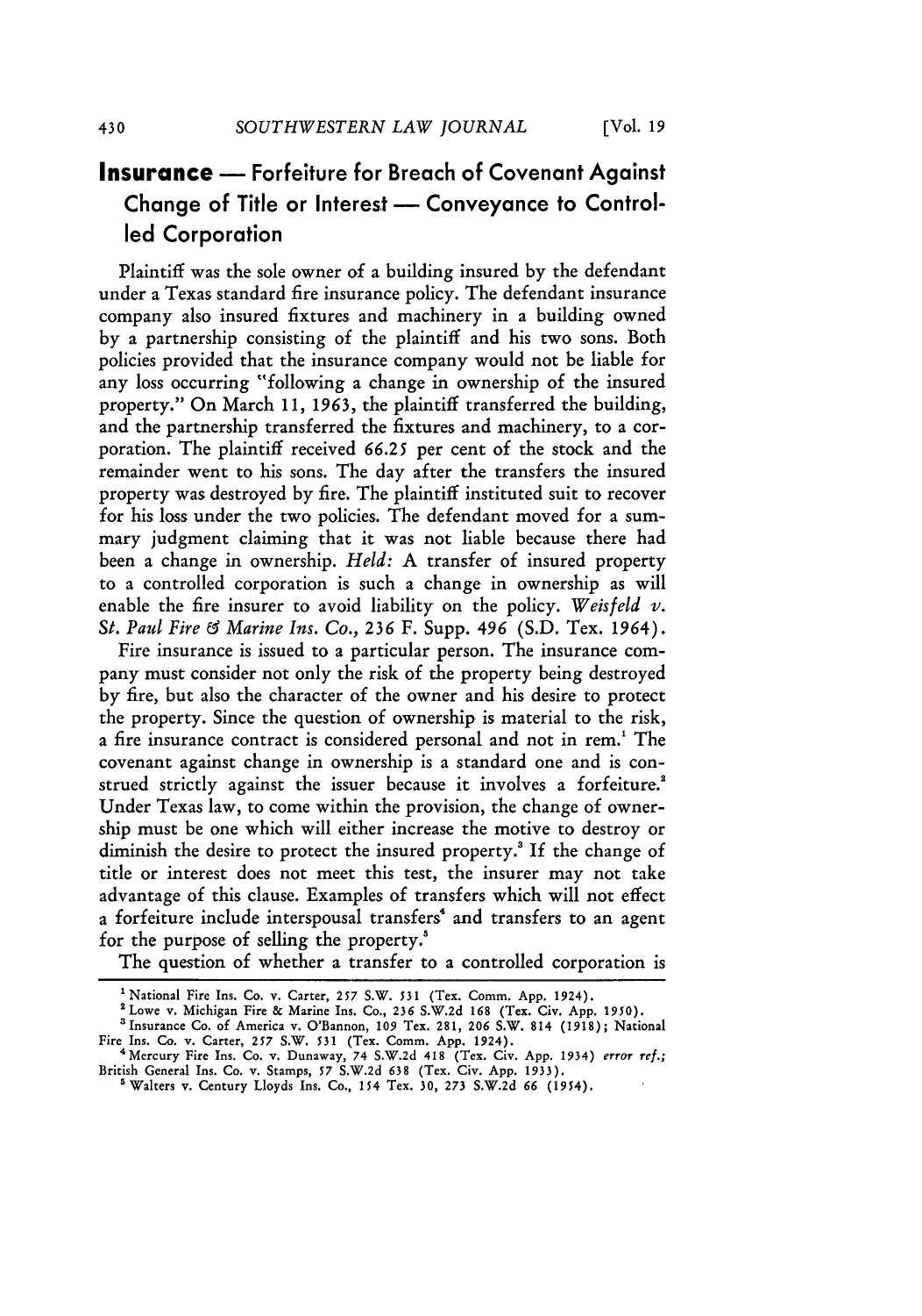## **Insurance** — Forfeiture for Breach of Covenant Against Change of Title or Interest — Conveyance to Controlled Corporation

Plaintiff was the sole owner of a building insured by the defendant under a Texas standard fire insurance policy. The defendant insurance company also insured fixtures and machinery in a building owned by a partnership consisting of the plaintiff and his two sons. Both policies provided that the insurance company would not be liable for any loss occurring "following a change in ownership of the insured property." On March 11, 1963, the plaintiff transferred the building, and the partnership transferred the fixtures and machinery, to a corporation. The plaintiff received 66.25 per cent of the stock and the remainder went to his sons. The day after the transfers the insured property was destroyed by fire. The plaintiff instituted suit to recover for his loss under the two policies. The defendant moved for a summary judgment claiming that it was not liable because there had been a change in ownership. *Held:* A transfer of insured property to a controlled corporation is such a change in ownership as will enable the fire insurer to avoid liability on the policy. *Weisfeld v. St. Paul Fire & Marine Ins. Co.*, 236 F. Supp. 496 (S.D. Tex. 1964).

Fire insurance is issued to a particular person. The insurance company must consider not only the risk of the property being destroyed by fire, but also the character of the owner and his desire to protect the property. Since the question of ownership is material to the risk, a fire insurance contract is considered personal and not in rem.[1] The covenant against change in ownership is a standard one and is construed strictly against the issuer because it involves a forfeiture.[2] Under Texas law, to come within the provision, the change of ownership must be one which will either increase the motive to destroy or diminish the desire to protect the insured property.[3] If the change of title or interest does not meet this test, the insurer may not take advantage of this clause. Examples of transfers which will not effect a forfeiture include interspousal transfers[4] and transfers to an agent for the purpose of selling the property.[5]

The question of whether a transfer to a controlled corporation is

---

[1] National Fire Ins. Co. v. Carter, 257 S.W. 531 (Tex. Comm. App. 1924).

[2] Lowe v. Michigan Fire & Marine Ins. Co., 236 S.W.2d 168 (Tex. Civ. App. 1950).

[3] Insurance Co. of America v. O'Bannon, 109 Tex. 281, 206 S.W. 814 (1918); National Fire Ins. Co. v. Carter, 257 S.W. 531 (Tex. Comm. App. 1924).

[4] Mercury Fire Ins. Co. v. Dunaway, 74 S.W.2d 418 (Tex. Civ. App. 1934) *error ref.*; British General Ins. Co. v. Stamps, 57 S.W.2d 638 (Tex. Civ. App. 1933).

[5] Walters v. Century Lloyds Ins. Co., 154 Tex. 30, 273 S.W.2d 66 (1954).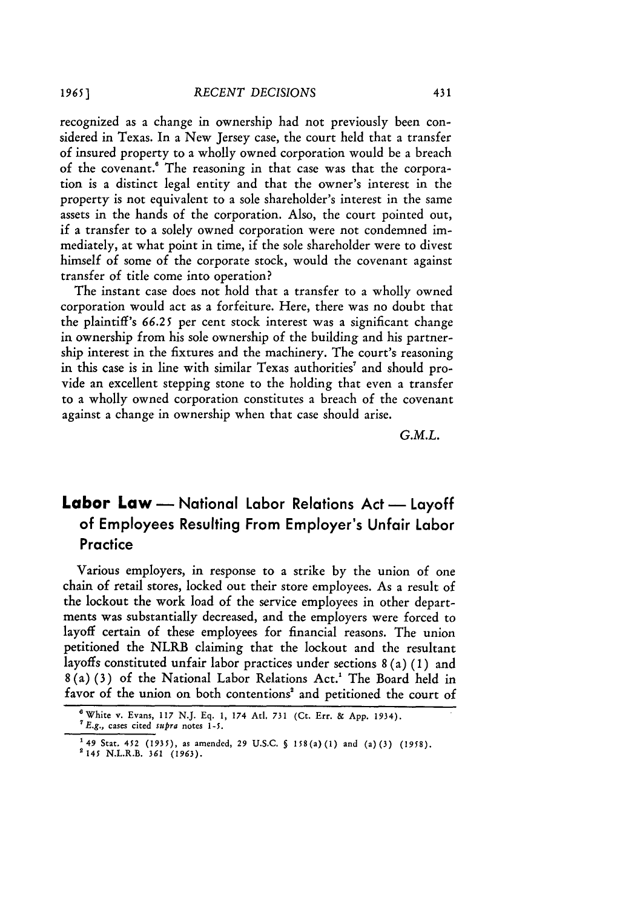recognized as a change in ownership had not previously been considered in Texas. In a New Jersey case, the court held that a transfer of insured property to a wholly owned corporation would be a breach of the covenant.[6] The reasoning in that case was that the corporation is a distinct legal entity and that the owner's interest in the property is not equivalent to a sole shareholder's interest in the same assets in the hands of the corporation. Also, the court pointed out, if a transfer to a solely owned corporation were not condemned immediately, at what point in time, if the sole shareholder were to divest himself of some of the corporate stock, would the covenant against transfer of title come into operation?

The instant case does not hold that a transfer to a wholly owned corporation would act as a forfeiture. Here, there was no doubt that the plaintiff's 66.25 per cent stock interest was a significant change in ownership from his sole ownership of the building and his partnership interest in the fixtures and the machinery. The court's reasoning in this case is in line with similar Texas authorities[7] and should provide an excellent stepping stone to the holding that even a transfer to a wholly owned corporation constitutes a breach of the covenant against a change in ownership when that case should arise.

*G.M.L.*

## Labor Law — National Labor Relations Act — Layoff of Employees Resulting From Employer's Unfair Labor Practice

Various employers, in response to a strike by the union of one chain of retail stores, locked out their store employees. As a result of the lockout the work load of the service employees in other departments was substantially decreased, and the employers were forced to layoff certain of these employees for financial reasons. The union petitioned the NLRB claiming that the lockout and the resultant layoffs constituted unfair labor practices under sections 8(a)(1) and 8(a)(3) of the National Labor Relations Act.[1] The Board held in favor of the union on both contentions[2] and petitioned the court of

---

[6] White v. Evans, 117 N.J. Eq. 1, 174 Atl. 731 (Ct. Err. & App. 1934).

[7] *E.g.*, cases cited *supra* notes 1-5.

[1] 49 Stat. 452 (1935), as amended, 29 U.S.C. § 158(a)(1) and (a)(3) (1958).

[2] 145 N.L.R.B. 361 (1963).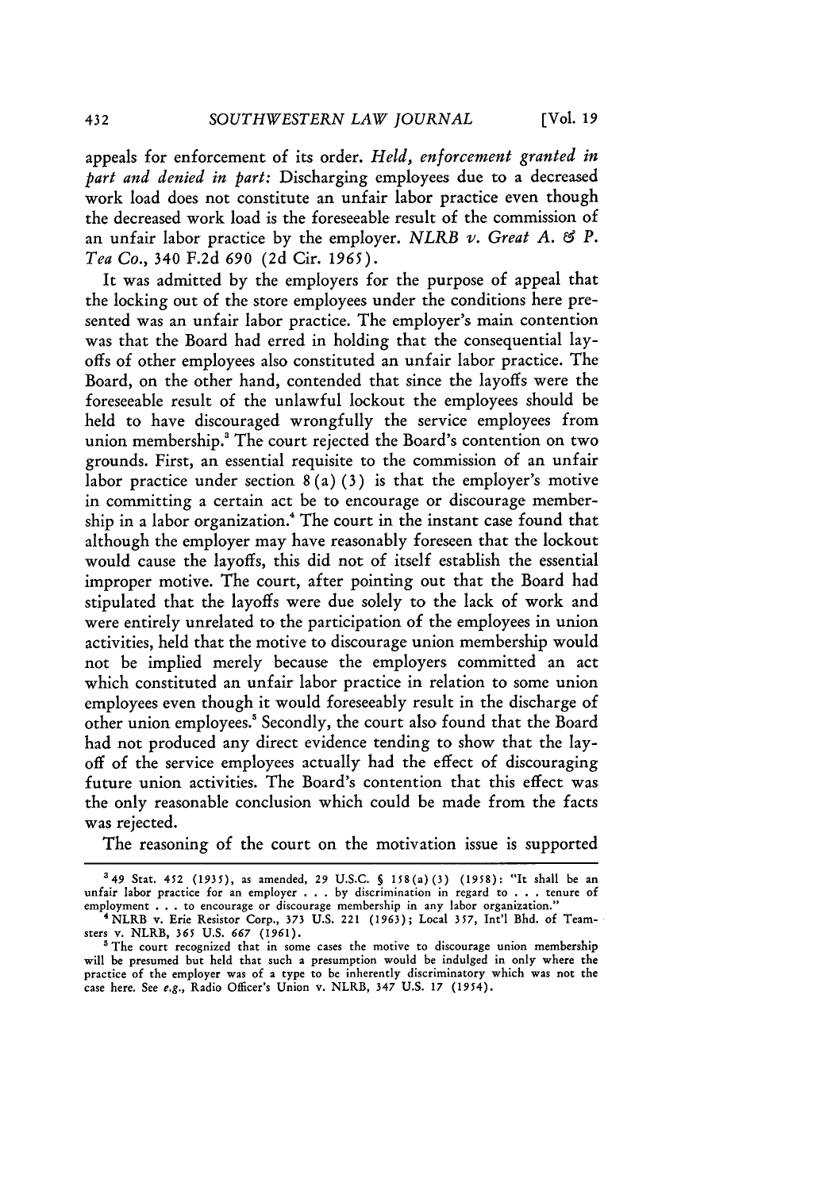appeals for enforcement of its order. *Held, enforcement granted in part and denied in part:* Discharging employees due to a decreased work load does not constitute an unfair labor practice even though the decreased work load is the foreseeable result of the commission of an unfair labor practice by the employer. *NLRB v. Great A. & P. Tea Co.*, 340 F.2d 690 (2d Cir. 1965).

It was admitted by the employers for the purpose of appeal that the locking out of the store employees under the conditions here presented was an unfair labor practice. The employer's main contention was that the Board had erred in holding that the consequential layoffs of other employees also constituted an unfair labor practice. The Board, on the other hand, contended that since the layoffs were the foreseeable result of the unlawful lockout the employees should be held to have discouraged wrongfully the service employees from union membership.[3] The court rejected the Board's contention on two grounds. First, an essential requisite to the commission of an unfair labor practice under section 8(a)(3) is that the employer's motive in committing a certain act be to encourage or discourage membership in a labor organization.[4] The court in the instant case found that although the employer may have reasonably foreseen that the lockout would cause the layoffs, this did not of itself establish the essential improper motive. The court, after pointing out that the Board had stipulated that the layoffs were due solely to the lack of work and were entirely unrelated to the participation of the employees in union activities, held that the motive to discourage union membership would not be implied merely because the employers committed an act which constituted an unfair labor practice in relation to some union employees even though it would foreseeably result in the discharge of other union employees.[5] Secondly, the court also found that the Board had not produced any direct evidence tending to show that the layoff of the service employees actually had the effect of discouraging future union activities. The Board's contention that this effect was the only reasonable conclusion which could be made from the facts was rejected.

The reasoning of the court on the motivation issue is supported

---

[3] 49 Stat. 452 (1935), as amended, 29 U.S.C. § 158(a)(3) (1958): "It shall be an unfair labor practice for an employer . . . by discrimination in regard to . . . tenure of employment . . . to encourage or discourage membership in any labor organization."

[4] NLRB v. Erie Resistor Corp., 373 U.S. 221 (1963); Local 357, Int'l Bhd. of Teamsters v. NLRB, 365 U.S. 667 (1961).

[5] The court recognized that in some cases the motive to discourage union membership will be presumed but held that such a presumption would be indulged in only where the practice of the employer was of a type to be inherently discriminatory which was not the case here. See *e.g.*, Radio Officer's Union v. NLRB, 347 U.S. 17 (1954).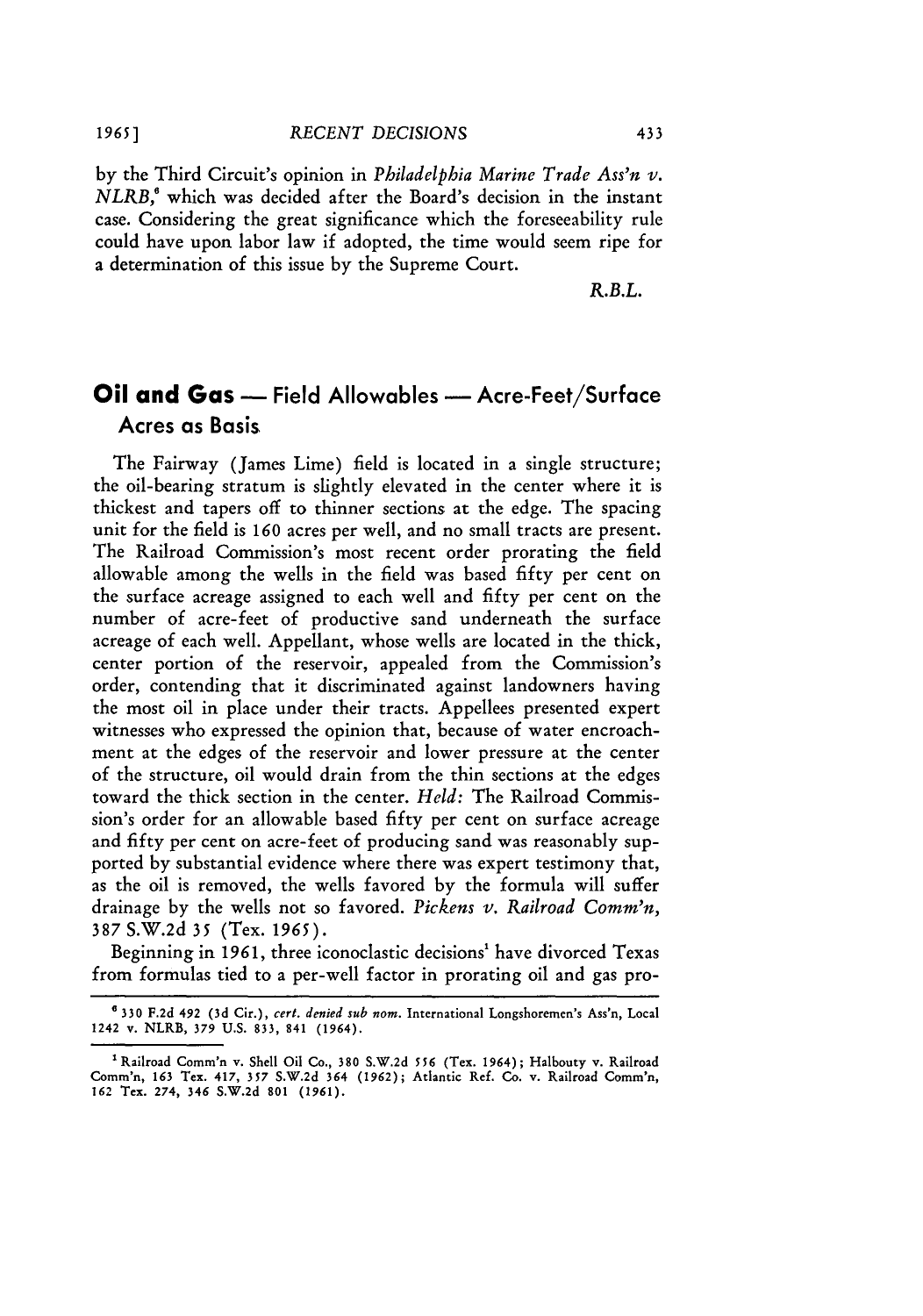by the Third Circuit's opinion in *Philadelphia Marine Trade Ass'n v. NLRB*,[6] which was decided after the Board's decision in the instant case. Considering the great significance which the foreseeability rule could have upon labor law if adopted, the time would seem ripe for a determination of this issue by the Supreme Court.

*R.B.L.*

## Oil and Gas — Field Allowables — Acre-Feet/Surface Acres as Basis

The Fairway (James Lime) field is located in a single structure; the oil-bearing stratum is slightly elevated in the center where it is thickest and tapers off to thinner sections at the edge. The spacing unit for the field is 160 acres per well, and no small tracts are present. The Railroad Commission's most recent order prorating the field allowable among the wells in the field was based fifty per cent on the surface acreage assigned to each well and fifty per cent on the number of acre-feet of productive sand underneath the surface acreage of each well. Appellant, whose wells are located in the thick, center portion of the reservoir, appealed from the Commission's order, contending that it discriminated against landowners having the most oil in place under their tracts. Appellees presented expert witnesses who expressed the opinion that, because of water encroachment at the edges of the reservoir and lower pressure at the center of the structure, oil would drain from the thin sections at the edges toward the thick section in the center. *Held:* The Railroad Commission's order for an allowable based fifty per cent on surface acreage and fifty per cent on acre-feet of producing sand was reasonably supported by substantial evidence where there was expert testimony that, as the oil is removed, the wells favored by the formula will suffer drainage by the wells not so favored. *Pickens v. Railroad Comm'n*, 387 S.W.2d 35 (Tex. 1965).

Beginning in 1961, three iconoclastic decisions[1] have divorced Texas from formulas tied to a per-well factor in prorating oil and gas pro-

---

[6] 330 F.2d 492 (3d Cir.), *cert. denied sub nom.* International Longshoremen's Ass'n, Local 1242 v. NLRB, 379 U.S. 833, 841 (1964).

[1] Railroad Comm'n v. Shell Oil Co., 380 S.W.2d 556 (Tex. 1964); Halbouty v. Railroad Comm'n, 163 Tex. 417, 357 S.W.2d 364 (1962); Atlantic Ref. Co. v. Railroad Comm'n, 162 Tex. 274, 346 S.W.2d 801 (1961).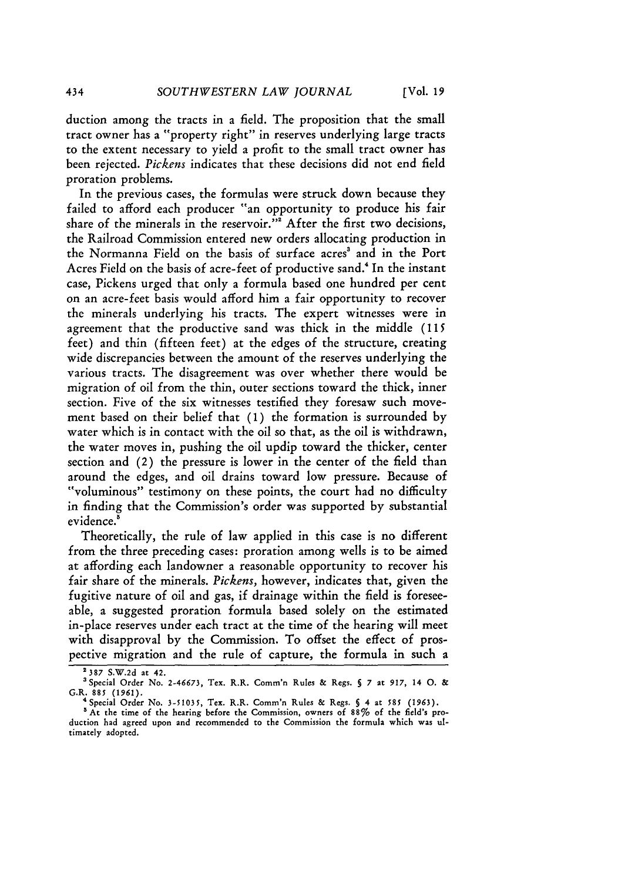duction among the tracts in a field. The proposition that the small tract owner has a "property right" in reserves underlying large tracts to the extent necessary to yield a profit to the small tract owner has been rejected. *Pickens* indicates that these decisions did not end field proration problems.

In the previous cases, the formulas were struck down because they failed to afford each producer "an opportunity to produce his fair share of the minerals in the reservoir."[2] After the first two decisions, the Railroad Commission entered new orders allocating production in the Normanna Field on the basis of surface acres[3] and in the Port Acres Field on the basis of acre-feet of productive sand.[4] In the instant case, Pickens urged that only a formula based one hundred per cent on an acre-feet basis would afford him a fair opportunity to recover the minerals underlying his tracts. The expert witnesses were in agreement that the productive sand was thick in the middle (115 feet) and thin (fifteen feet) at the edges of the structure, creating wide discrepancies between the amount of the reserves underlying the various tracts. The disagreement was over whether there would be migration of oil from the thin, outer sections toward the thick, inner section. Five of the six witnesses testified they foresaw such movement based on their belief that (1) the formation is surrounded by water which is in contact with the oil so that, as the oil is withdrawn, the water moves in, pushing the oil updip toward the thicker, center section and (2) the pressure is lower in the center of the field than around the edges, and oil drains toward low pressure. Because of "voluminous" testimony on these points, the court had no difficulty in finding that the Commission's order was supported by substantial evidence.[5]

Theoretically, the rule of law applied in this case is no different from the three preceding cases: proration among wells is to be aimed at affording each landowner a reasonable opportunity to recover his fair share of the minerals. *Pickens,* however, indicates that, given the fugitive nature of oil and gas, if drainage within the field is foreseeable, a suggested proration formula based solely on the estimated in-place reserves under each tract at the time of the hearing will meet with disapproval by the Commission. To offset the effect of prospective migration and the rule of capture, the formula in such a

---

[2] 387 S.W.2d at 42.

[3] Special Order No. 2-46673, Tex. R.R. Comm'n Rules & Regs. § 7 at 917, 14 O. & G.R. 885 (1961).

[4] Special Order No. 3-51035, Tex. R.R. Comm'n Rules & Regs. § 4 at 585 (1963).

[5] At the time of the hearing before the Commission, owners of 88% of the field's production had agreed upon and recommended to the Commission the formula which was ultimately adopted.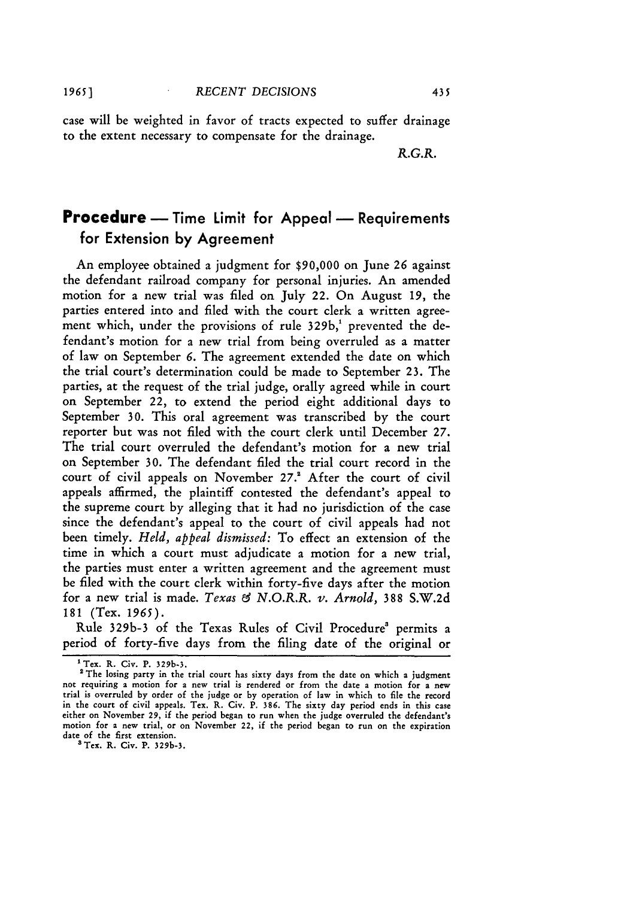case will be weighted in favor of tracts expected to suffer drainage to the extent necessary to compensate for the drainage.

*R.G.R.*

## **Procedure** — Time Limit for Appeal — Requirements for Extension by Agreement

An employee obtained a judgment for $90,000 on June 26 against the defendant railroad company for personal injuries. An amended motion for a new trial was filed on July 22. On August 19, the parties entered into and filed with the court clerk a written agreement which, under the provisions of rule 329b,[1] prevented the defendant's motion for a new trial from being overruled as a matter of law on September 6. The agreement extended the date on which the trial court's determination could be made to September 23. The parties, at the request of the trial judge, orally agreed while in court on September 22, to extend the period eight additional days to September 30. This oral agreement was transcribed by the court reporter but was not filed with the court clerk until December 27. The trial court overruled the defendant's motion for a new trial on September 30. The defendant filed the trial court record in the court of civil appeals on November 27.[2] After the court of civil appeals affirmed, the plaintiff contested the defendant's appeal to the supreme court by alleging that it had no jurisdiction of the case since the defendant's appeal to the court of civil appeals had not been timely. *Held, appeal dismissed:* To effect an extension of the time in which a court must adjudicate a motion for a new trial, the parties must enter a written agreement and the agreement must be filed with the court clerk within forty-five days after the motion for a new trial is made. *Texas & N.O.R.R. v. Arnold,* 388 S.W.2d 181 (Tex. 1965).

Rule 329b-3 of the Texas Rules of Civil Procedure[3] permits a period of forty-five days from the filing date of the original or

---

[1] Tex. R. Civ. P. 329b-3.

[2] The losing party in the trial court has sixty days from the date on which a judgment not requiring a motion for a new trial is rendered or from the date a motion for a new trial is overruled by order of the judge or by operation of law in which to file the record in the court of civil appeals. Tex. R. Civ. P. 386. The sixty day period ends in this case either on November 29, if the period began to run when the judge overruled the defendant's motion for a new trial, or on November 22, if the period began to run on the expiration date of the first extension.

[3] Tex. R. Civ. P. 329b-3.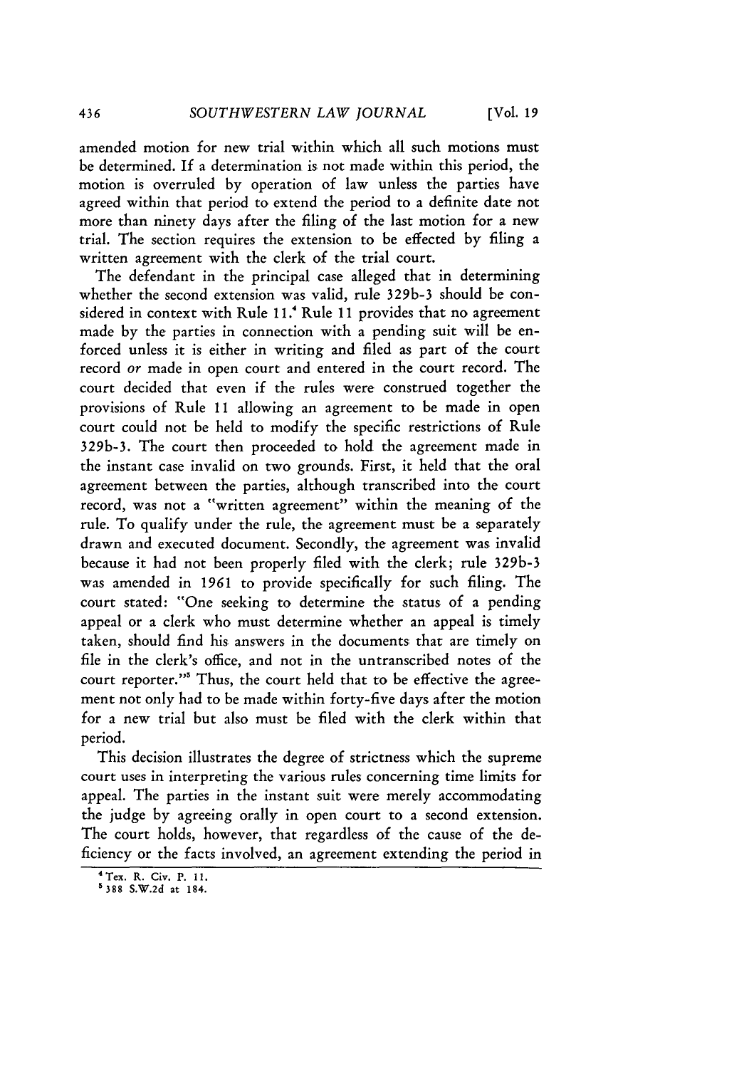amended motion for new trial within which all such motions must be determined. If a determination is not made within this period, the motion is overruled by operation of law unless the parties have agreed within that period to extend the period to a definite date not more than ninety days after the filing of the last motion for a new trial. The section requires the extension to be effected by filing a written agreement with the clerk of the trial court.

The defendant in the principal case alleged that in determining whether the second extension was valid, rule 329b-3 should be considered in context with Rule 11.[4] Rule 11 provides that no agreement made by the parties in connection with a pending suit will be enforced unless it is either in writing and filed as part of the court record *or* made in open court and entered in the court record. The court decided that even if the rules were construed together the provisions of Rule 11 allowing an agreement to be made in open court could not be held to modify the specific restrictions of Rule 329b-3. The court then proceeded to hold the agreement made in the instant case invalid on two grounds. First, it held that the oral agreement between the parties, although transcribed into the court record, was not a "written agreement" within the meaning of the rule. To qualify under the rule, the agreement must be a separately drawn and executed document. Secondly, the agreement was invalid because it had not been properly filed with the clerk; rule 329b-3 was amended in 1961 to provide specifically for such filing. The court stated: "One seeking to determine the status of a pending appeal or a clerk who must determine whether an appeal is timely taken, should find his answers in the documents that are timely on file in the clerk's office, and not in the untranscribed notes of the court reporter."[5] Thus, the court held that to be effective the agreement not only had to be made within forty-five days after the motion for a new trial but also must be filed with the clerk within that period.

This decision illustrates the degree of strictness which the supreme court uses in interpreting the various rules concerning time limits for appeal. The parties in the instant suit were merely accommodating the judge by agreeing orally in open court to a second extension. The court holds, however, that regardless of the cause of the deficiency or the facts involved, an agreement extending the period in

[4] Tex. R. Civ. P. 11.

[5] 388 S.W.2d at 184.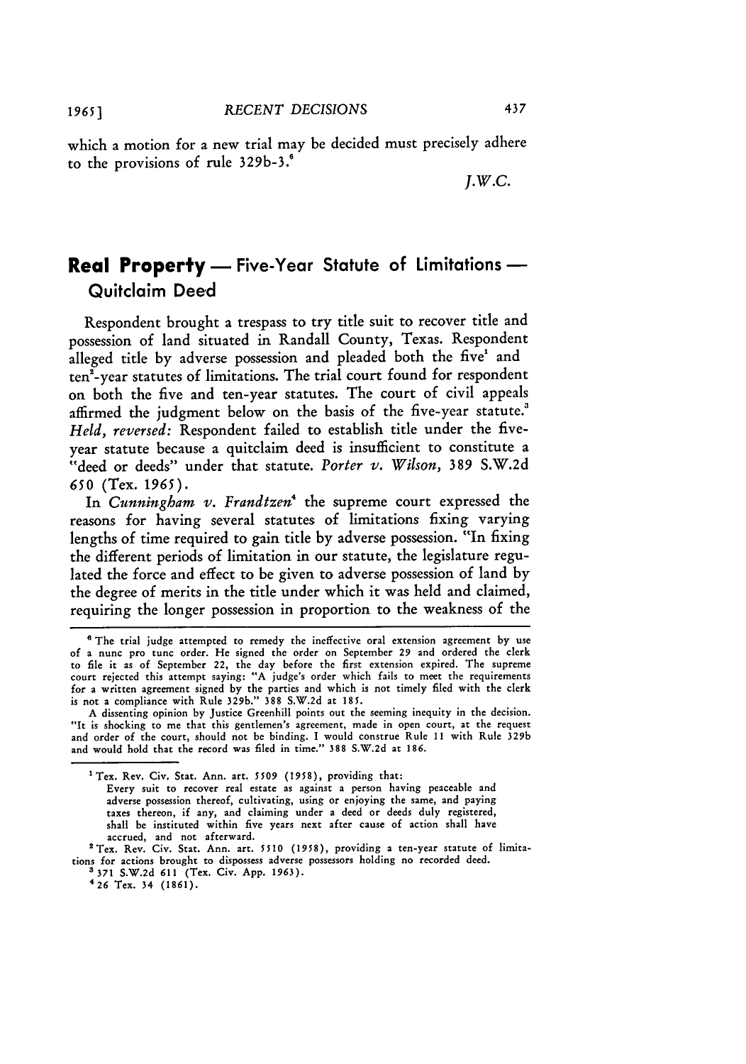which a motion for a new trial may be decided must precisely adhere to the provisions of rule 329b-3.[6]

*J.W.C.*

## Real Property — Five-Year Statute of Limitations — Quitclaim Deed

Respondent brought a trespass to try title suit to recover title and possession of land situated in Randall County, Texas. Respondent alleged title by adverse possession and pleaded both the five[1] and ten[2]-year statutes of limitations. The trial court found for respondent on both the five and ten-year statutes. The court of civil appeals affirmed the judgment below on the basis of the five-year statute.[3] *Held, reversed:* Respondent failed to establish title under the five-year statute because a quitclaim deed is insufficient to constitute a "deed or deeds" under that statute. *Porter v. Wilson*, 389 S.W.2d 650 (Tex. 1965).

In *Cunningham v. Frandtzen*[4] the supreme court expressed the reasons for having several statutes of limitations fixing varying lengths of time required to gain title by adverse possession. "In fixing the different periods of limitation in our statute, the legislature regulated the force and effect to be given to adverse possession of land by the degree of merits in the title under which it was held and claimed, requiring the longer possession in proportion to the weakness of the

---

[6] The trial judge attempted to remedy the ineffective oral extension agreement by use of a nunc pro tunc order. He signed the order on September 29 and ordered the clerk to file it as of September 22, the day before the first extension expired. The supreme court rejected this attempt saying: "A judge's order which fails to meet the requirements for a written agreement signed by the parties and which is not timely filed with the clerk is not a compliance with Rule 329b." 388 S.W.2d at 185.

A dissenting opinion by Justice Greenhill points out the seeming inequity in the decision. "It is shocking to me that this gentlemen's agreement, made in open court, at the request and order of the court, should not be binding. I would construe Rule 11 with Rule 329b and would hold that the record was filed in time." 388 S.W.2d at 186.

---

[1] Tex. Rev. Civ. Stat. Ann. art. 5509 (1958), providing that:

> Every suit to recover real estate as against a person having peaceable and adverse possession thereof, cultivating, using or enjoying the same, and paying taxes thereon, if any, and claiming under a deed or deeds duly registered, shall be instituted within five years next after cause of action shall have accrued, and not afterward.

[2] Tex. Rev. Civ. Stat. Ann. art. 5510 (1958), providing a ten-year statute of limitations for actions brought to dispossess adverse possessors holding no recorded deed.

[3] 371 S.W.2d 611 (Tex. Civ. App. 1963).

[4] 26 Tex. 34 (1861).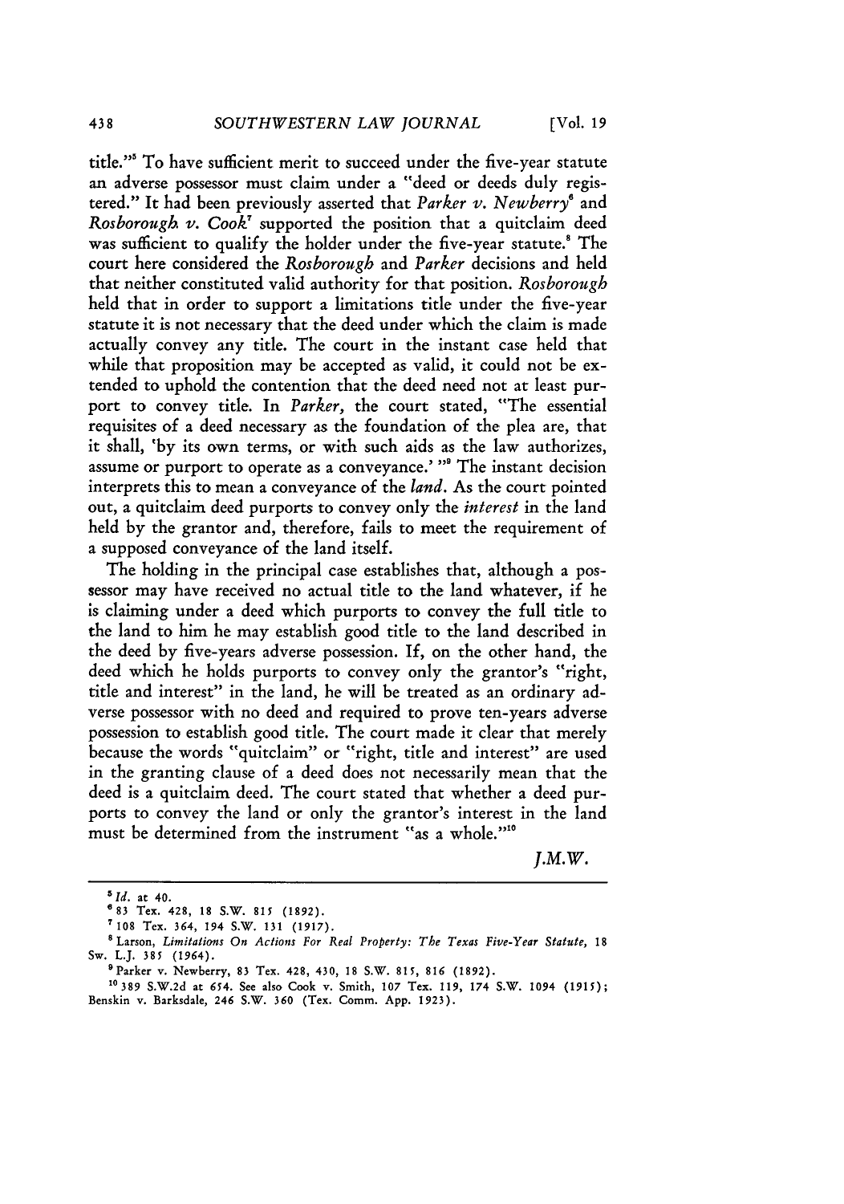title."[5] To have sufficient merit to succeed under the five-year statute an adverse possessor must claim under a "deed or deeds duly registered." It had been previously asserted that *Parker v. Newberry*[6] and *Rosborough v. Cook*[7] supported the position that a quitclaim deed was sufficient to qualify the holder under the five-year statute.[8] The court here considered the *Rosborough* and *Parker* decisions and held that neither constituted valid authority for that position. *Rosborough* held that in order to support a limitations title under the five-year statute it is not necessary that the deed under which the claim is made actually convey any title. The court in the instant case held that while that proposition may be accepted as valid, it could not be extended to uphold the contention that the deed need not at least purport to convey title. In *Parker*, the court stated, "The essential requisites of a deed necessary as the foundation of the plea are, that it shall, 'by its own terms, or with such aids as the law authorizes, assume or purport to operate as a conveyance.' "[9] The instant decision interprets this to mean a conveyance of the *land*. As the court pointed out, a quitclaim deed purports to convey only the *interest* in the land held by the grantor and, therefore, fails to meet the requirement of a supposed conveyance of the land itself.

The holding in the principal case establishes that, although a possessor may have received no actual title to the land whatever, if he is claiming under a deed which purports to convey the full title to the land to him he may establish good title to the land described in the deed by five-years adverse possession. If, on the other hand, the deed which he holds purports to convey only the grantor's "right, title and interest" in the land, he will be treated as an ordinary adverse possessor with no deed and required to prove ten-years adverse possession to establish good title. The court made it clear that merely because the words "quitclaim" or "right, title and interest" are used in the granting clause of a deed does not necessarily mean that the deed is a quitclaim deed. The court stated that whether a deed purports to convey the land or only the grantor's interest in the land must be determined from the instrument "as a whole."[10]

*J.M.W.*

---

[5] *Id.* at 40.

[6] 83 Tex. 428, 18 S.W. 815 (1892).

[7] 108 Tex. 364, 194 S.W. 131 (1917).

[8] Larson, *Limitations On Actions For Real Property: The Texas Five-Year Statute*, 18 Sw. L.J. 385 (1964).

[9] Parker v. Newberry, 83 Tex. 428, 430, 18 S.W. 815, 816 (1892).

[10] 389 S.W.2d at 654. See also Cook v. Smith, 107 Tex. 119, 174 S.W. 1094 (1915); Benskin v. Barksdale, 246 S.W. 360 (Tex. Comm. App. 1923).